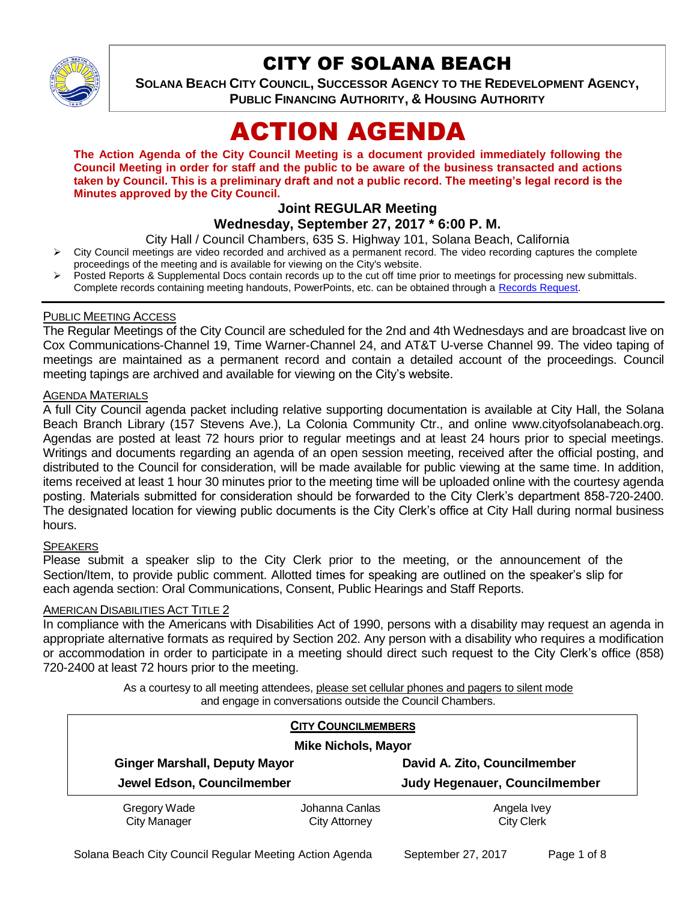# CITY OF SOLANA BEACH

**SOLANA BEACH CITY COUNCIL, SUCCESSOR AGENCY TO THE REDEVELOPMENT AGENCY, PUBLIC FINANCING AUTHORITY, & HOUSING AUTHORITY**

# ACTION AGENDA

**The Action Agenda of the City Council Meeting is a document provided immediately following the Council Meeting in order for staff and the public to be aware of the business transacted and actions taken by Council. This is a preliminary draft and not a public record. The meeting's legal record is the Minutes approved by the City Council.**

### Joint REGULAR Meeting

### Wednesday, September 27, 2017 * 6:00 P. M.

City Hall / Council Chambers, 635 S. Highway 101, Solana Beach, California

- City Council meetings are video recorded and archived as a permanent record. The video recording captures the complete proceedings of the meeting and is available for viewing on the City's website.
- Posted Reports & Supplemental Docs contain records up to the cut off time prior to meetings for processing new submittals. Complete records containing meeting handouts, PowerPoints, etc. can be obtained through a Records Request.

---

PUBLIC MEETING ACCESS

The Regular Meetings of the City Council are scheduled for the 2nd and 4th Wednesdays and are broadcast live on Cox Communications-Channel 19, Time Warner-Channel 24, and AT&T U-verse Channel 99. The video taping of meetings are maintained as a permanent record and contain a detailed account of the proceedings. Council meeting tapings are archived and available for viewing on the City's website.

AGENDA MATERIALS

A full City Council agenda packet including relative supporting documentation is available at City Hall, the Solana Beach Branch Library (157 Stevens Ave.), La Colonia Community Ctr., and online www.cityofsolanabeach.org. Agendas are posted at least 72 hours prior to regular meetings and at least 24 hours prior to special meetings. Writings and documents regarding an agenda of an open session meeting, received after the official posting, and distributed to the Council for consideration, will be made available for public viewing at the same time. In addition, items received at least 1 hour 30 minutes prior to the meeting time will be uploaded online with the courtesy agenda posting. Materials submitted for consideration should be forwarded to the City Clerk's department 858-720-2400. The designated location for viewing public documents is the City Clerk's office at City Hall during normal business hours.

SPEAKERS

Please submit a speaker slip to the City Clerk prior to the meeting, or the announcement of the Section/Item, to provide public comment. Allotted times for speaking are outlined on the speaker's slip for each agenda section: Oral Communications, Consent, Public Hearings and Staff Reports.

AMERICAN DISABILITIES ACT TITLE 2

In compliance with the Americans with Disabilities Act of 1990, persons with a disability may request an agenda in appropriate alternative formats as required by Section 202. Any person with a disability who requires a modification or accommodation in order to participate in a meeting should direct such request to the City Clerk's office (858) 720-2400 at least 72 hours prior to the meeting.

As a courtesy to all meeting attendees, please set cellular phones and pagers to silent mode and engage in conversations outside the Council Chambers.

| | |
|---|---|
| **CITY COUNCILMEMBERS** | |
| **Mike Nichols, Mayor** | |
| **Ginger Marshall, Deputy Mayor** | **David A. Zito, Councilmember** |
| **Jewel Edson, Councilmember** | **Judy Hegenauer, Councilmember** |

| | | |
|---|---|---|
| Gregory Wade<br>City Manager | Johanna Canlas<br>City Attorney | Angela Ivey<br>City Clerk |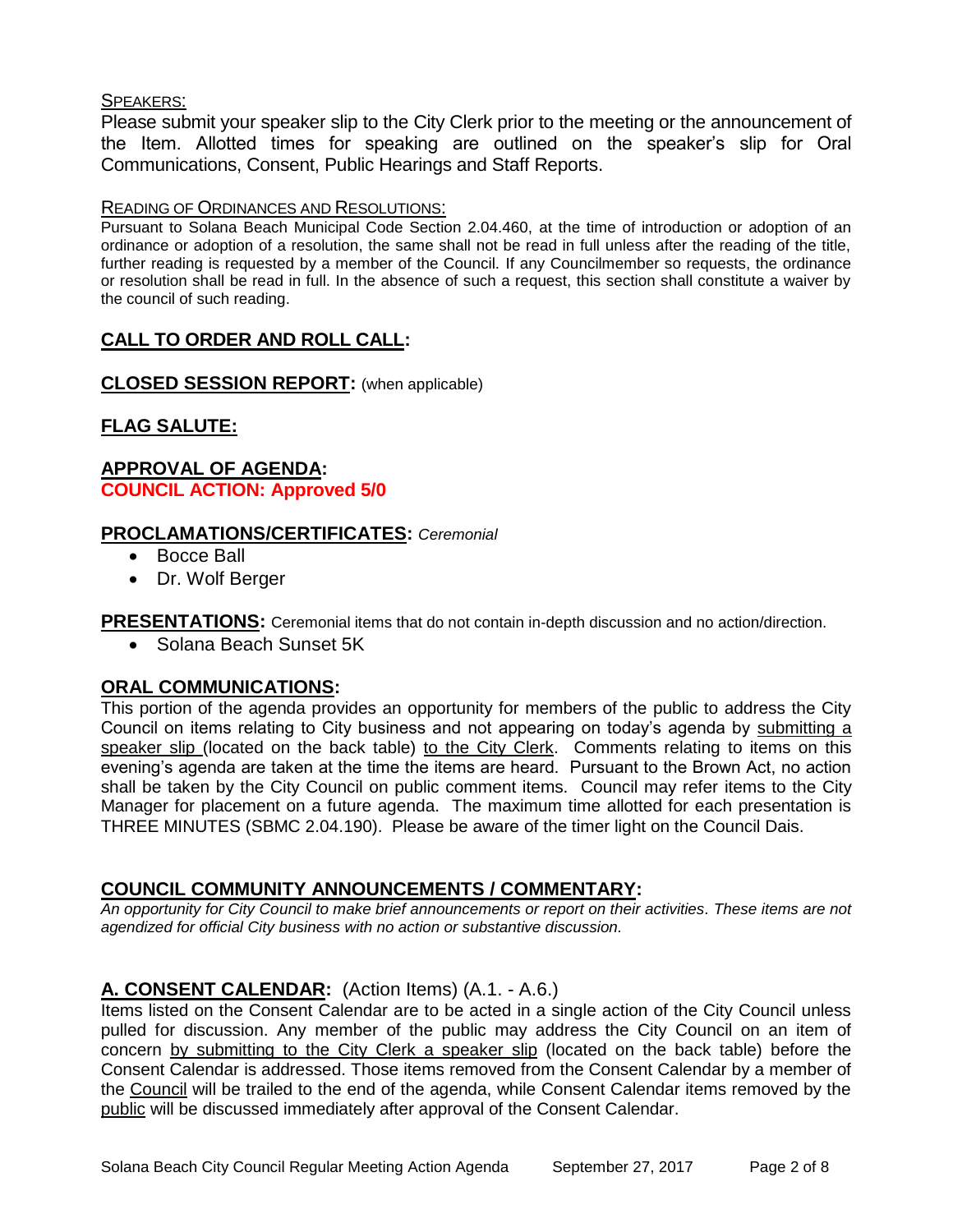SPEAKERS:

Please submit your speaker slip to the City Clerk prior to the meeting or the announcement of the Item. Allotted times for speaking are outlined on the speaker's slip for Oral Communications, Consent, Public Hearings and Staff Reports.

READING OF ORDINANCES AND RESOLUTIONS:

Pursuant to Solana Beach Municipal Code Section 2.04.460, at the time of introduction or adoption of an ordinance or adoption of a resolution, the same shall not be read in full unless after the reading of the title, further reading is requested by a member of the Council. If any Councilmember so requests, the ordinance or resolution shall be read in full. In the absence of such a request, this section shall constitute a waiver by the council of such reading.

## CALL TO ORDER AND ROLL CALL:

## CLOSED SESSION REPORT: (when applicable)

## FLAG SALUTE:

## APPROVAL OF AGENDA:

**COUNCIL ACTION: Approved 5/0**

## PROCLAMATIONS/CERTIFICATES: *Ceremonial*

- Bocce Ball
- Dr. Wolf Berger

## PRESENTATIONS: Ceremonial items that do not contain in-depth discussion and no action/direction.

- Solana Beach Sunset 5K

## ORAL COMMUNICATIONS:

This portion of the agenda provides an opportunity for members of the public to address the City Council on items relating to City business and not appearing on today's agenda by submitting a speaker slip (located on the back table) to the City Clerk. Comments relating to items on this evening's agenda are taken at the time the items are heard. Pursuant to the Brown Act, no action shall be taken by the City Council on public comment items. Council may refer items to the City Manager for placement on a future agenda. The maximum time allotted for each presentation is THREE MINUTES (SBMC 2.04.190). Please be aware of the timer light on the Council Dais.

## COUNCIL COMMUNITY ANNOUNCEMENTS / COMMENTARY:

*An opportunity for City Council to make brief announcements or report on their activities. These items are not agendized for official City business with no action or substantive discussion.*

## A. CONSENT CALENDAR: (Action Items) (A.1. - A.6.)

Items listed on the Consent Calendar are to be acted in a single action of the City Council unless pulled for discussion. Any member of the public may address the City Council on an item of concern by submitting to the City Clerk a speaker slip (located on the back table) before the Consent Calendar is addressed. Those items removed from the Consent Calendar by a member of the Council will be trailed to the end of the agenda, while Consent Calendar items removed by the public will be discussed immediately after approval of the Consent Calendar.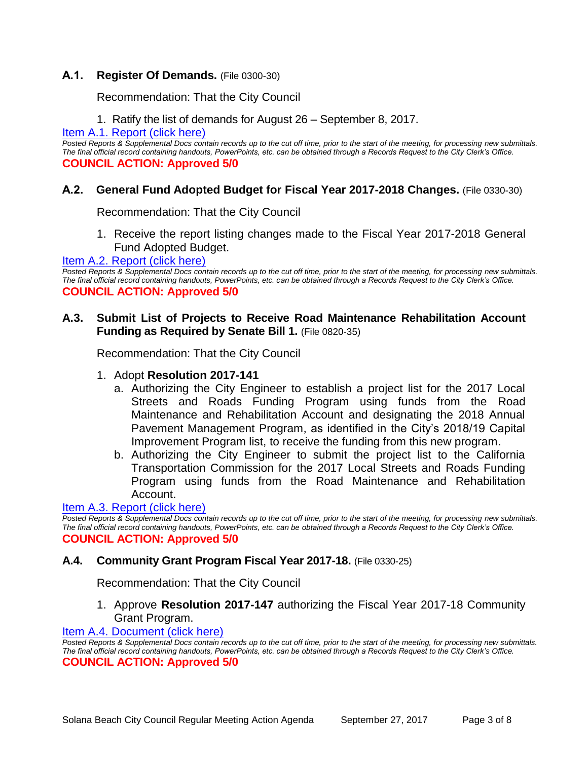### A.1. Register Of Demands. (File 0300-30)

Recommendation: That the City Council

1. Ratify the list of demands for August 26 – September 8, 2017.

Item A.1. Report (click here)

*Posted Reports & Supplemental Docs contain records up to the cut off time, prior to the start of the meeting, for processing new submittals. The final official record containing handouts, PowerPoints, etc. can be obtained through a Records Request to the City Clerk's Office.*

**COUNCIL ACTION: Approved 5/0**

### A.2. General Fund Adopted Budget for Fiscal Year 2017-2018 Changes. (File 0330-30)

Recommendation: That the City Council

1. Receive the report listing changes made to the Fiscal Year 2017-2018 General Fund Adopted Budget.

Item A.2. Report (click here)

*Posted Reports & Supplemental Docs contain records up to the cut off time, prior to the start of the meeting, for processing new submittals. The final official record containing handouts, PowerPoints, etc. can be obtained through a Records Request to the City Clerk's Office.*

**COUNCIL ACTION: Approved 5/0**

### A.3. Submit List of Projects to Receive Road Maintenance Rehabilitation Account Funding as Required by Senate Bill 1. (File 0820-35)

Recommendation: That the City Council

1. Adopt **Resolution 2017-141**
   a. Authorizing the City Engineer to establish a project list for the 2017 Local Streets and Roads Funding Program using funds from the Road Maintenance and Rehabilitation Account and designating the 2018 Annual Pavement Management Program, as identified in the City's 2018/19 Capital Improvement Program list, to receive the funding from this new program.
   b. Authorizing the City Engineer to submit the project list to the California Transportation Commission for the 2017 Local Streets and Roads Funding Program using funds from the Road Maintenance and Rehabilitation Account.

Item A.3. Report (click here)

*Posted Reports & Supplemental Docs contain records up to the cut off time, prior to the start of the meeting, for processing new submittals. The final official record containing handouts, PowerPoints, etc. can be obtained through a Records Request to the City Clerk's Office.*

**COUNCIL ACTION: Approved 5/0**

### A.4. Community Grant Program Fiscal Year 2017-18. (File 0330-25)

Recommendation: That the City Council

1. Approve **Resolution 2017-147** authorizing the Fiscal Year 2017-18 Community Grant Program.

Item A.4. Document (click here)

*Posted Reports & Supplemental Docs contain records up to the cut off time, prior to the start of the meeting, for processing new submittals. The final official record containing handouts, PowerPoints, etc. can be obtained through a Records Request to the City Clerk's Office.*

**COUNCIL ACTION: Approved 5/0**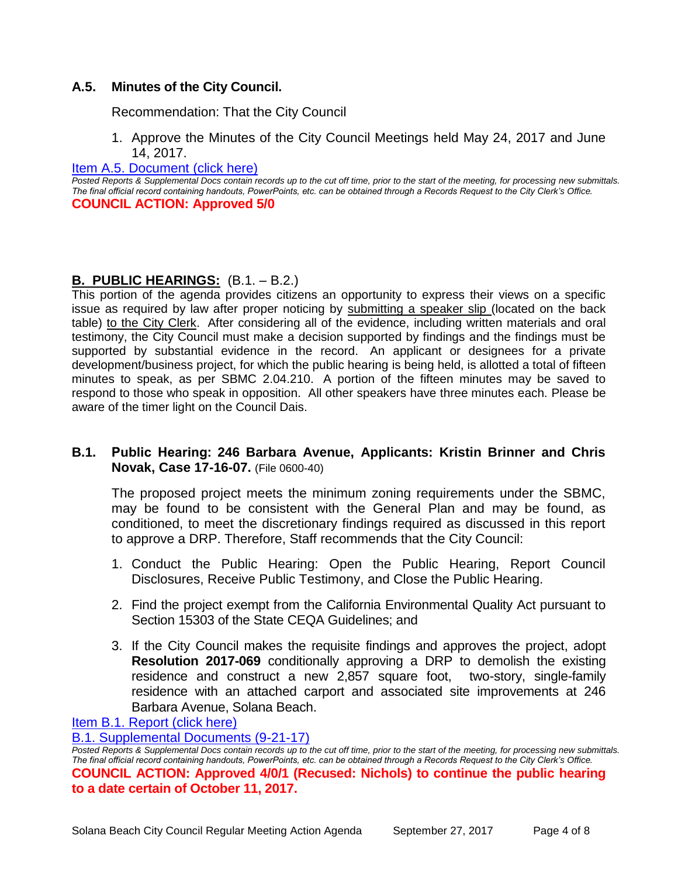### A.5. Minutes of the City Council.

Recommendation: That the City Council

1. Approve the Minutes of the City Council Meetings held May 24, 2017 and June 14, 2017.

[Item A.5. Document (click here)]

*Posted Reports & Supplemental Docs contain records up to the cut off time, prior to the start of the meeting, for processing new submittals. The final official record containing handouts, PowerPoints, etc. can be obtained through a Records Request to the City Clerk's Office.*

**COUNCIL ACTION: Approved 5/0**

## B. PUBLIC HEARINGS: (B.1. – B.2.)

This portion of the agenda provides citizens an opportunity to express their views on a specific issue as required by law after proper noticing by submitting a speaker slip (located on the back table) to the City Clerk. After considering all of the evidence, including written materials and oral testimony, the City Council must make a decision supported by findings and the findings must be supported by substantial evidence in the record. An applicant or designees for a private development/business project, for which the public hearing is being held, is allotted a total of fifteen minutes to speak, as per SBMC 2.04.210. A portion of the fifteen minutes may be saved to respond to those who speak in opposition. All other speakers have three minutes each. Please be aware of the timer light on the Council Dais.

### B.1. Public Hearing: 246 Barbara Avenue, Applicants: Kristin Brinner and Chris Novak, Case 17-16-07. (File 0600-40)

The proposed project meets the minimum zoning requirements under the SBMC, may be found to be consistent with the General Plan and may be found, as conditioned, to meet the discretionary findings required as discussed in this report to approve a DRP. Therefore, Staff recommends that the City Council:

1. Conduct the Public Hearing: Open the Public Hearing, Report Council Disclosures, Receive Public Testimony, and Close the Public Hearing.
2. Find the project exempt from the California Environmental Quality Act pursuant to Section 15303 of the State CEQA Guidelines; and
3. If the City Council makes the requisite findings and approves the project, adopt **Resolution 2017-069** conditionally approving a DRP to demolish the existing residence and construct a new 2,857 square foot, two-story, single-family residence with an attached carport and associated site improvements at 246 Barbara Avenue, Solana Beach.

[Item B.1. Report (click here)]

[B.1. Supplemental Documents (9-21-17)]

*Posted Reports & Supplemental Docs contain records up to the cut off time, prior to the start of the meeting, for processing new submittals. The final official record containing handouts, PowerPoints, etc. can be obtained through a Records Request to the City Clerk's Office.*

**COUNCIL ACTION: Approved 4/0/1 (Recused: Nichols) to continue the public hearing to a date certain of October 11, 2017.**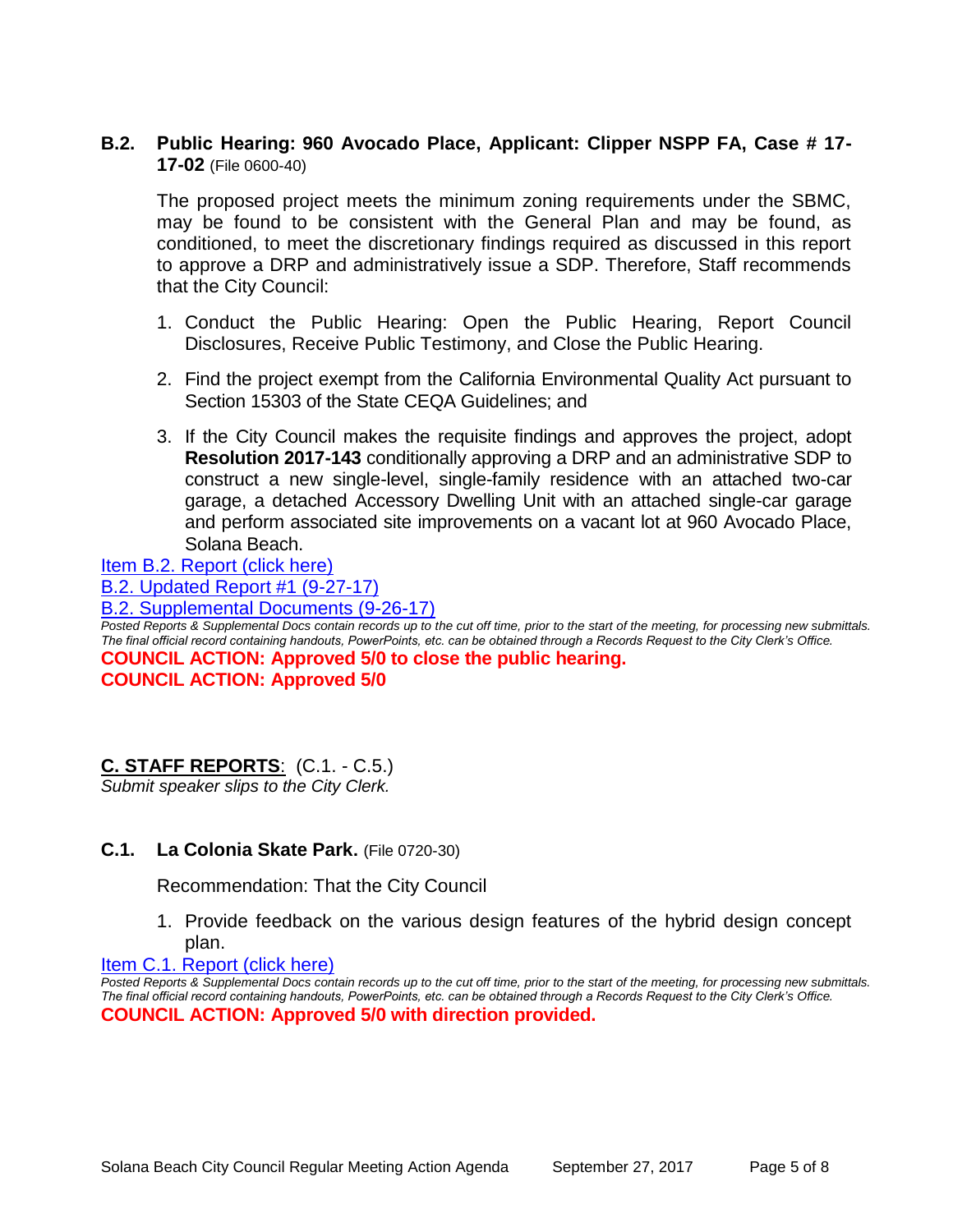**B.2. Public Hearing: 960 Avocado Place, Applicant: Clipper NSPP FA, Case # 17-17-02** (File 0600-40)

The proposed project meets the minimum zoning requirements under the SBMC, may be found to be consistent with the General Plan and may be found, as conditioned, to meet the discretionary findings required as discussed in this report to approve a DRP and administratively issue a SDP. Therefore, Staff recommends that the City Council:

1. Conduct the Public Hearing: Open the Public Hearing, Report Council Disclosures, Receive Public Testimony, and Close the Public Hearing.
2. Find the project exempt from the California Environmental Quality Act pursuant to Section 15303 of the State CEQA Guidelines; and
3. If the City Council makes the requisite findings and approves the project, adopt **Resolution 2017-143** conditionally approving a DRP and an administrative SDP to construct a new single-level, single-family residence with an attached two-car garage, a detached Accessory Dwelling Unit with an attached single-car garage and perform associated site improvements on a vacant lot at 960 Avocado Place, Solana Beach.

Item B.2. Report (click here)
B.2. Updated Report #1 (9-27-17)
B.2. Supplemental Documents (9-26-17)

*Posted Reports & Supplemental Docs contain records up to the cut off time, prior to the start of the meeting, for processing new submittals. The final official record containing handouts, PowerPoints, etc. can be obtained through a Records Request to the City Clerk's Office.*

**COUNCIL ACTION: Approved 5/0 to close the public hearing.**
**COUNCIL ACTION: Approved 5/0**

## C. STAFF REPORTS: (C.1. - C.5.)

*Submit speaker slips to the City Clerk.*

**C.1. La Colonia Skate Park.** (File 0720-30)

Recommendation: That the City Council

1. Provide feedback on the various design features of the hybrid design concept plan.

Item C.1. Report (click here)

*Posted Reports & Supplemental Docs contain records up to the cut off time, prior to the start of the meeting, for processing new submittals. The final official record containing handouts, PowerPoints, etc. can be obtained through a Records Request to the City Clerk's Office.*

**COUNCIL ACTION: Approved 5/0 with direction provided.**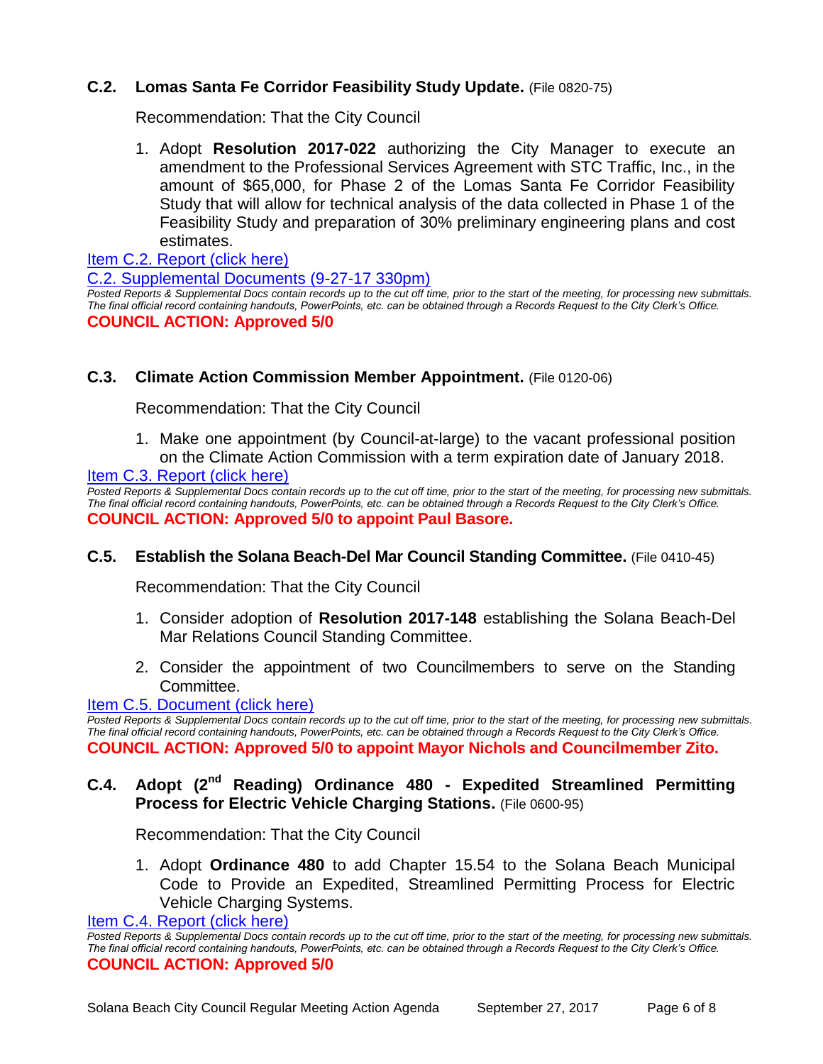### C.2. Lomas Santa Fe Corridor Feasibility Study Update. (File 0820-75)

Recommendation: That the City Council

1. Adopt **Resolution 2017-022** authorizing the City Manager to execute an amendment to the Professional Services Agreement with STC Traffic, Inc., in the amount of $65,000, for Phase 2 of the Lomas Santa Fe Corridor Feasibility Study that will allow for technical analysis of the data collected in Phase 1 of the Feasibility Study and preparation of 30% preliminary engineering plans and cost estimates.

Item C.2. Report (click here)

C.2. Supplemental Documents (9-27-17 330pm)

*Posted Reports & Supplemental Docs contain records up to the cut off time, prior to the start of the meeting, for processing new submittals. The final official record containing handouts, PowerPoints, etc. can be obtained through a Records Request to the City Clerk's Office.*

**COUNCIL ACTION: Approved 5/0**

### C.3. Climate Action Commission Member Appointment. (File 0120-06)

Recommendation: That the City Council

1. Make one appointment (by Council-at-large) to the vacant professional position on the Climate Action Commission with a term expiration date of January 2018.

Item C.3. Report (click here)

*Posted Reports & Supplemental Docs contain records up to the cut off time, prior to the start of the meeting, for processing new submittals. The final official record containing handouts, PowerPoints, etc. can be obtained through a Records Request to the City Clerk's Office.*

**COUNCIL ACTION: Approved 5/0 to appoint Paul Basore.**

### C.5. Establish the Solana Beach-Del Mar Council Standing Committee. (File 0410-45)

Recommendation: That the City Council

1. Consider adoption of **Resolution 2017-148** establishing the Solana Beach-Del Mar Relations Council Standing Committee.
2. Consider the appointment of two Councilmembers to serve on the Standing Committee.

Item C.5. Document (click here)

*Posted Reports & Supplemental Docs contain records up to the cut off time, prior to the start of the meeting, for processing new submittals. The final official record containing handouts, PowerPoints, etc. can be obtained through a Records Request to the City Clerk's Office.*

**COUNCIL ACTION: Approved 5/0 to appoint Mayor Nichols and Councilmember Zito.**

### C.4. Adopt (2nd Reading) Ordinance 480 - Expedited Streamlined Permitting Process for Electric Vehicle Charging Stations. (File 0600-95)

Recommendation: That the City Council

1. Adopt **Ordinance 480** to add Chapter 15.54 to the Solana Beach Municipal Code to Provide an Expedited, Streamlined Permitting Process for Electric Vehicle Charging Systems.

Item C.4. Report (click here)

*Posted Reports & Supplemental Docs contain records up to the cut off time, prior to the start of the meeting, for processing new submittals. The final official record containing handouts, PowerPoints, etc. can be obtained through a Records Request to the City Clerk's Office.*

**COUNCIL ACTION: Approved 5/0**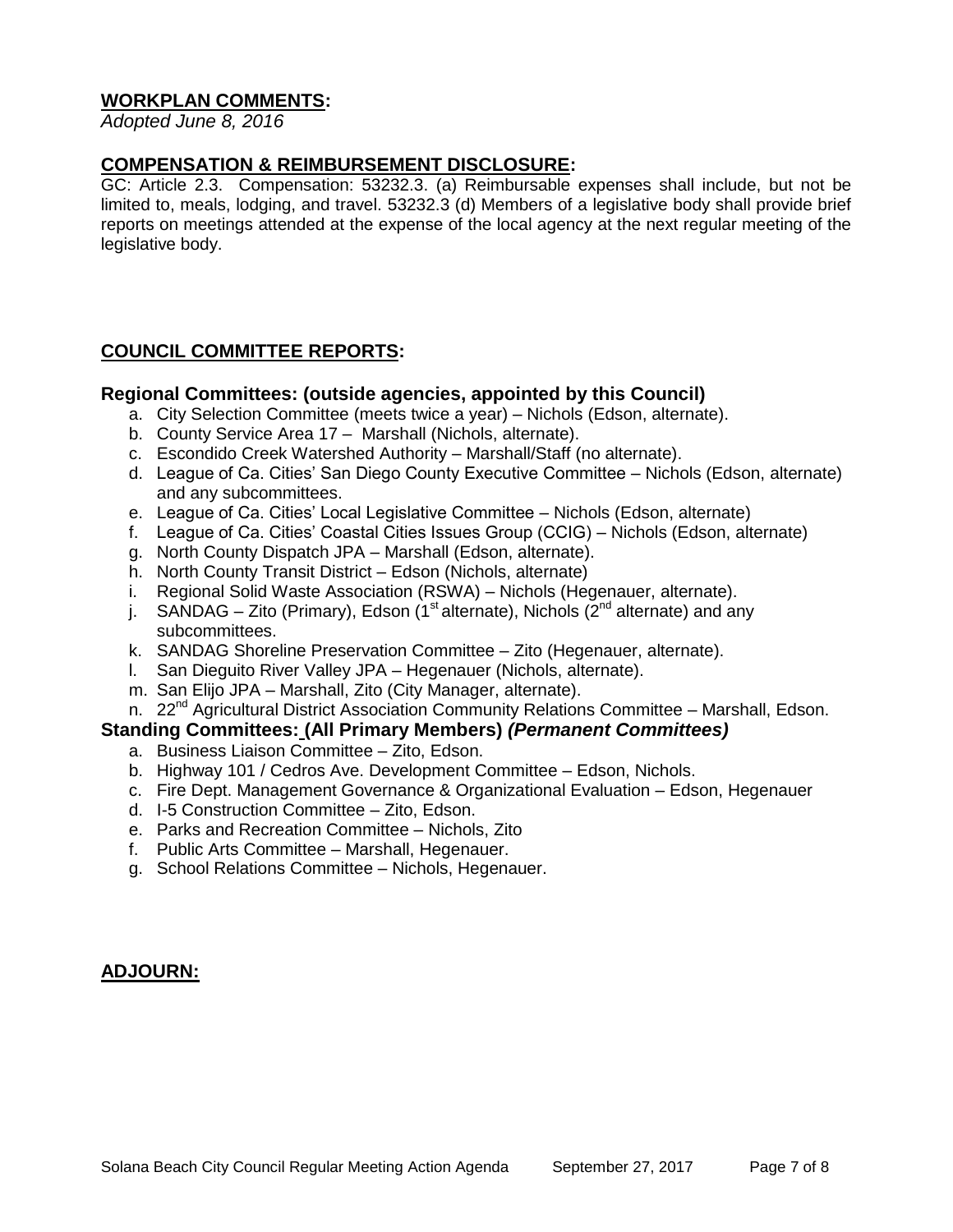## **WORKPLAN COMMENTS:**

*Adopted June 8, 2016*

## **COMPENSATION & REIMBURSEMENT DISCLOSURE:**

GC: Article 2.3. Compensation: 53232.3. (a) Reimbursable expenses shall include, but not be limited to, meals, lodging, and travel. 53232.3 (d) Members of a legislative body shall provide brief reports on meetings attended at the expense of the local agency at the next regular meeting of the legislative body.

## **COUNCIL COMMITTEE REPORTS:**

### **Regional Committees: (outside agencies, appointed by this Council)**

a. City Selection Committee (meets twice a year) – Nichols (Edson, alternate).
b. County Service Area 17 – Marshall (Nichols, alternate).
c. Escondido Creek Watershed Authority – Marshall/Staff (no alternate).
d. League of Ca. Cities' San Diego County Executive Committee – Nichols (Edson, alternate) and any subcommittees.
e. League of Ca. Cities' Local Legislative Committee – Nichols (Edson, alternate)
f. League of Ca. Cities' Coastal Cities Issues Group (CCIG) – Nichols (Edson, alternate)
g. North County Dispatch JPA – Marshall (Edson, alternate).
h. North County Transit District – Edson (Nichols, alternate)
i. Regional Solid Waste Association (RSWA) – Nichols (Hegenauer, alternate).
j. SANDAG – Zito (Primary), Edson (1st alternate), Nichols (2nd alternate) and any subcommittees.
k. SANDAG Shoreline Preservation Committee – Zito (Hegenauer, alternate).
l. San Dieguito River Valley JPA – Hegenauer (Nichols, alternate).
m. San Elijo JPA – Marshall, Zito (City Manager, alternate).
n. 22nd Agricultural District Association Community Relations Committee – Marshall, Edson.

### **Standing Committees: (All Primary Members)** ***(Permanent Committees)***

a. Business Liaison Committee – Zito, Edson.
b. Highway 101 / Cedros Ave. Development Committee – Edson, Nichols.
c. Fire Dept. Management Governance & Organizational Evaluation – Edson, Hegenauer
d. I-5 Construction Committee – Zito, Edson.
e. Parks and Recreation Committee – Nichols, Zito
f. Public Arts Committee – Marshall, Hegenauer.
g. School Relations Committee – Nichols, Hegenauer.

## **ADJOURN:**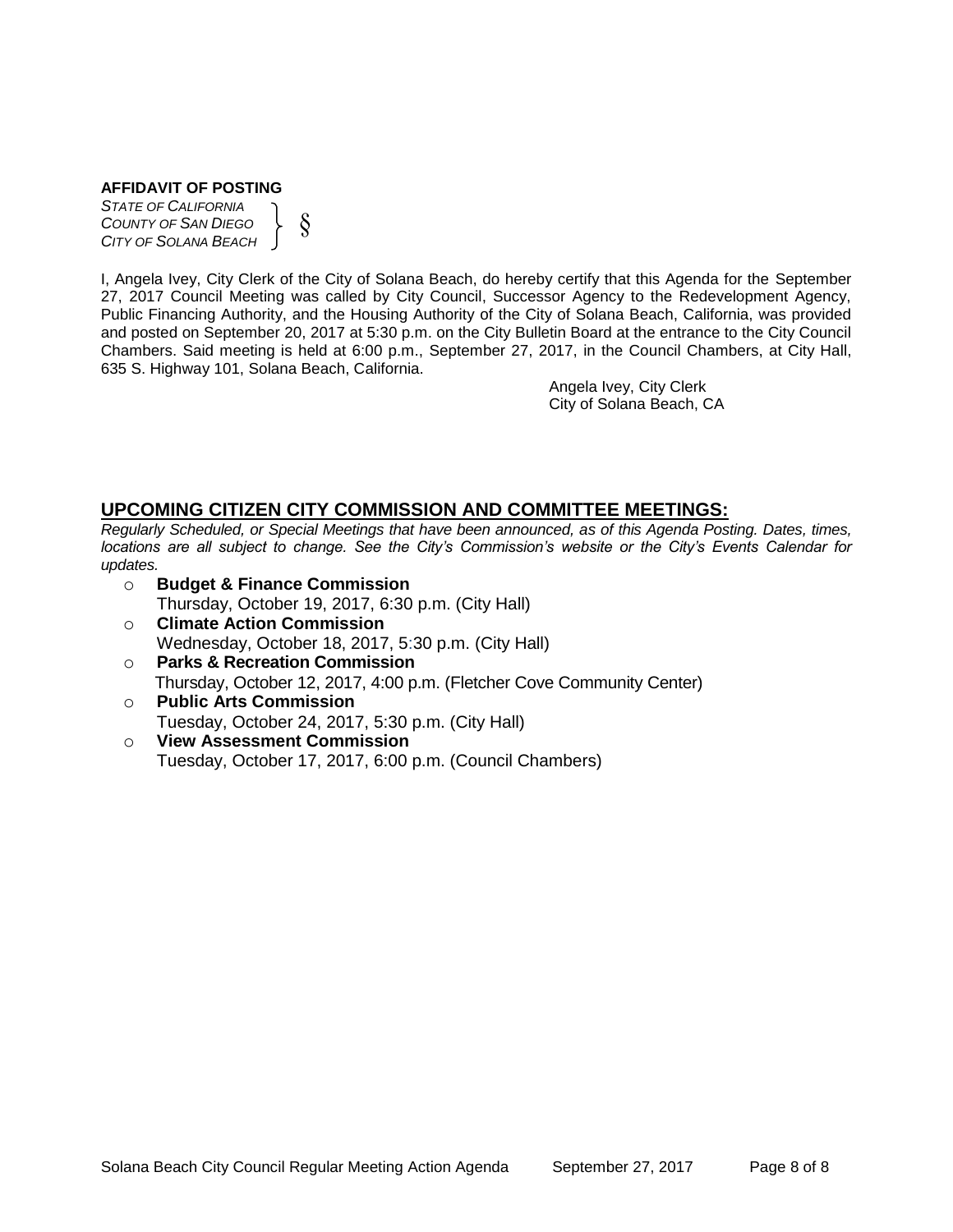**AFFIDAVIT OF POSTING**

*STATE OF CALIFORNIA*
*COUNTY OF SAN DIEGO* } §
*CITY OF SOLANA BEACH*

I, Angela Ivey, City Clerk of the City of Solana Beach, do hereby certify that this Agenda for the September 27, 2017 Council Meeting was called by City Council, Successor Agency to the Redevelopment Agency, Public Financing Authority, and the Housing Authority of the City of Solana Beach, California, was provided and posted on September 20, 2017 at 5:30 p.m. on the City Bulletin Board at the entrance to the City Council Chambers. Said meeting is held at 6:00 p.m., September 27, 2017, in the Council Chambers, at City Hall, 635 S. Highway 101, Solana Beach, California.

Angela Ivey, City Clerk
City of Solana Beach, CA

## UPCOMING CITIZEN CITY COMMISSION AND COMMITTEE MEETINGS:

*Regularly Scheduled, or Special Meetings that have been announced, as of this Agenda Posting. Dates, times, locations are all subject to change. See the City's Commission's website or the City's Events Calendar for updates.*

- **Budget & Finance Commission**
  Thursday, October 19, 2017, 6:30 p.m. (City Hall)
- **Climate Action Commission**
  Wednesday, October 18, 2017, 5:30 p.m. (City Hall)
- **Parks & Recreation Commission**
  Thursday, October 12, 2017, 4:00 p.m. (Fletcher Cove Community Center)
- **Public Arts Commission**
  Tuesday, October 24, 2017, 5:30 p.m. (City Hall)
- **View Assessment Commission**
  Tuesday, October 17, 2017, 6:00 p.m. (Council Chambers)